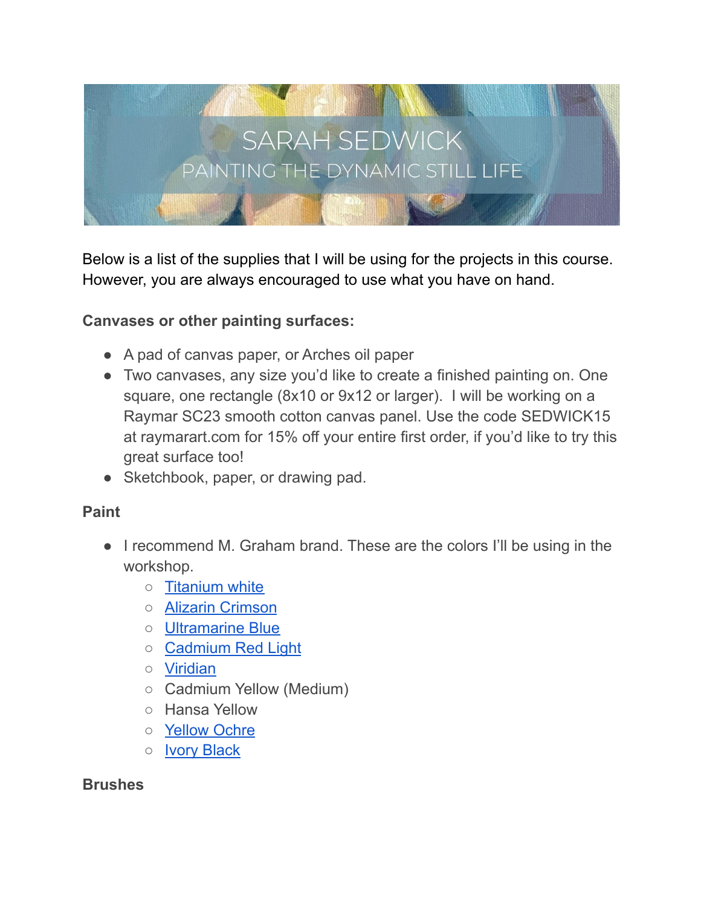# SARAH SEDWICK

## PAINTING THE DYNAMIC STILL LIFE

Below is a list of the supplies that I will be using for the projects in this course. However, you are always encouraged to use what you have on hand.

**Canvases or other painting surfaces:**

- A pad of canvas paper, or Arches oil paper
- Two canvases, any size you'd like to create a finished painting on. One square, one rectangle (8x10 or 9x12 or larger). I will be working on a Raymar SC23 smooth cotton canvas panel. Use the code SEDWICK15 at raymarart.com for 15% off your entire first order, if you'd like to try this great surface too!
- Sketchbook, paper, or drawing pad.

**Paint**

- I recommend M. Graham brand. These are the colors I'll be using in the workshop.
  - Titanium white
  - Alizarin Crimson
  - Ultramarine Blue
  - Cadmium Red Light
  - Viridian
  - Cadmium Yellow (Medium)
  - Hansa Yellow
  - Yellow Ochre
  - Ivory Black

**Brushes**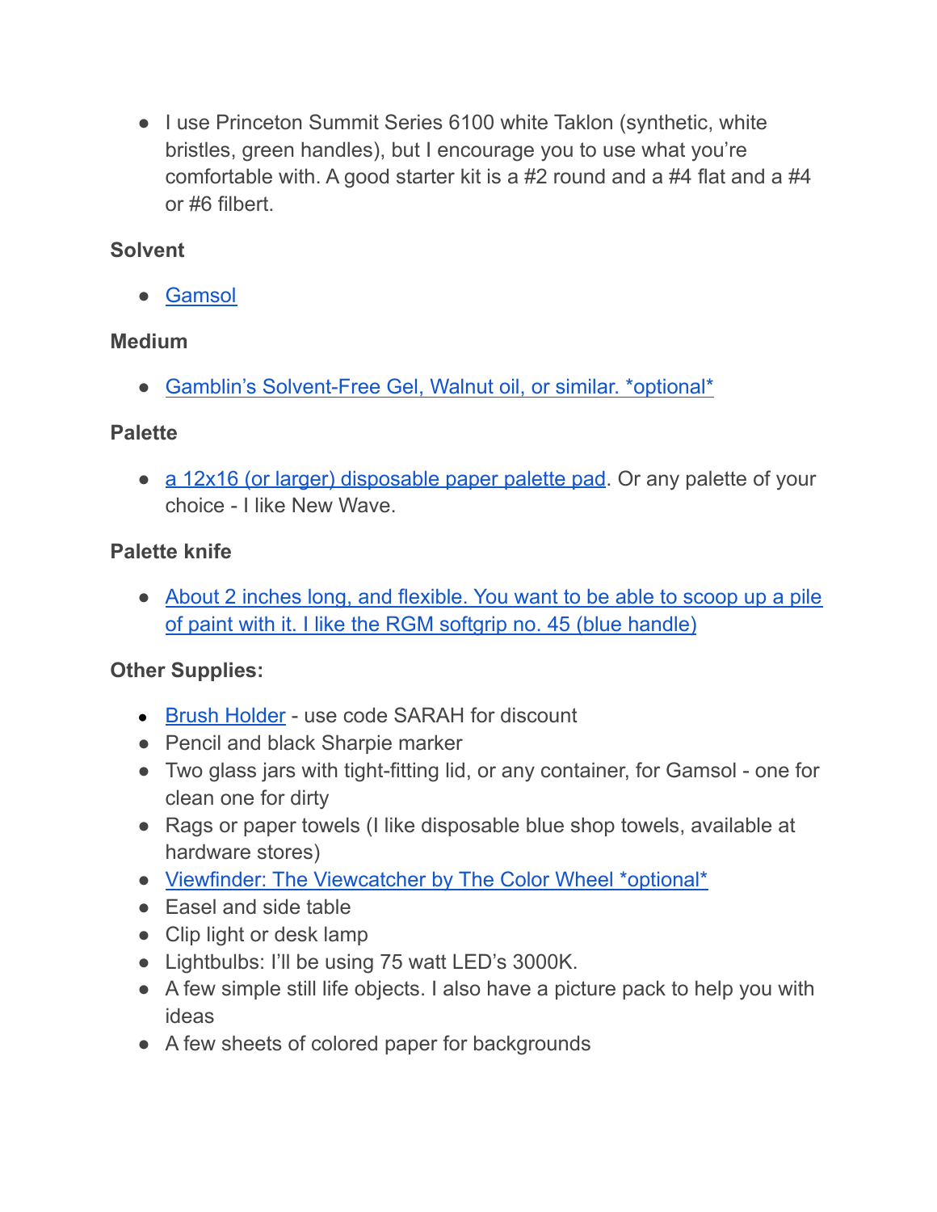- I use Princeton Summit Series 6100 white Taklon (synthetic, white bristles, green handles), but I encourage you to use what you're comfortable with. A good starter kit is a #2 round and a #4 flat and a #4 or #6 filbert.

**Solvent**

- Gamsol

**Medium**

- Gamblin's Solvent-Free Gel, Walnut oil, or similar. *optional*

**Palette**

- a 12x16 (or larger) disposable paper palette pad. Or any palette of your choice - I like New Wave.

**Palette knife**

- About 2 inches long, and flexible. You want to be able to scoop up a pile of paint with it. I like the RGM softgrip no. 45 (blue handle)

**Other Supplies:**

- Brush Holder - use code SARAH for discount
- Pencil and black Sharpie marker
- Two glass jars with tight-fitting lid, or any container, for Gamsol - one for clean one for dirty
- Rags or paper towels (I like disposable blue shop towels, available at hardware stores)
- Viewfinder: The Viewcatcher by The Color Wheel *optional*
- Easel and side table
- Clip light or desk lamp
- Lightbulbs: I'll be using 75 watt LED's 3000K.
- A few simple still life objects. I also have a picture pack to help you with ideas
- A few sheets of colored paper for backgrounds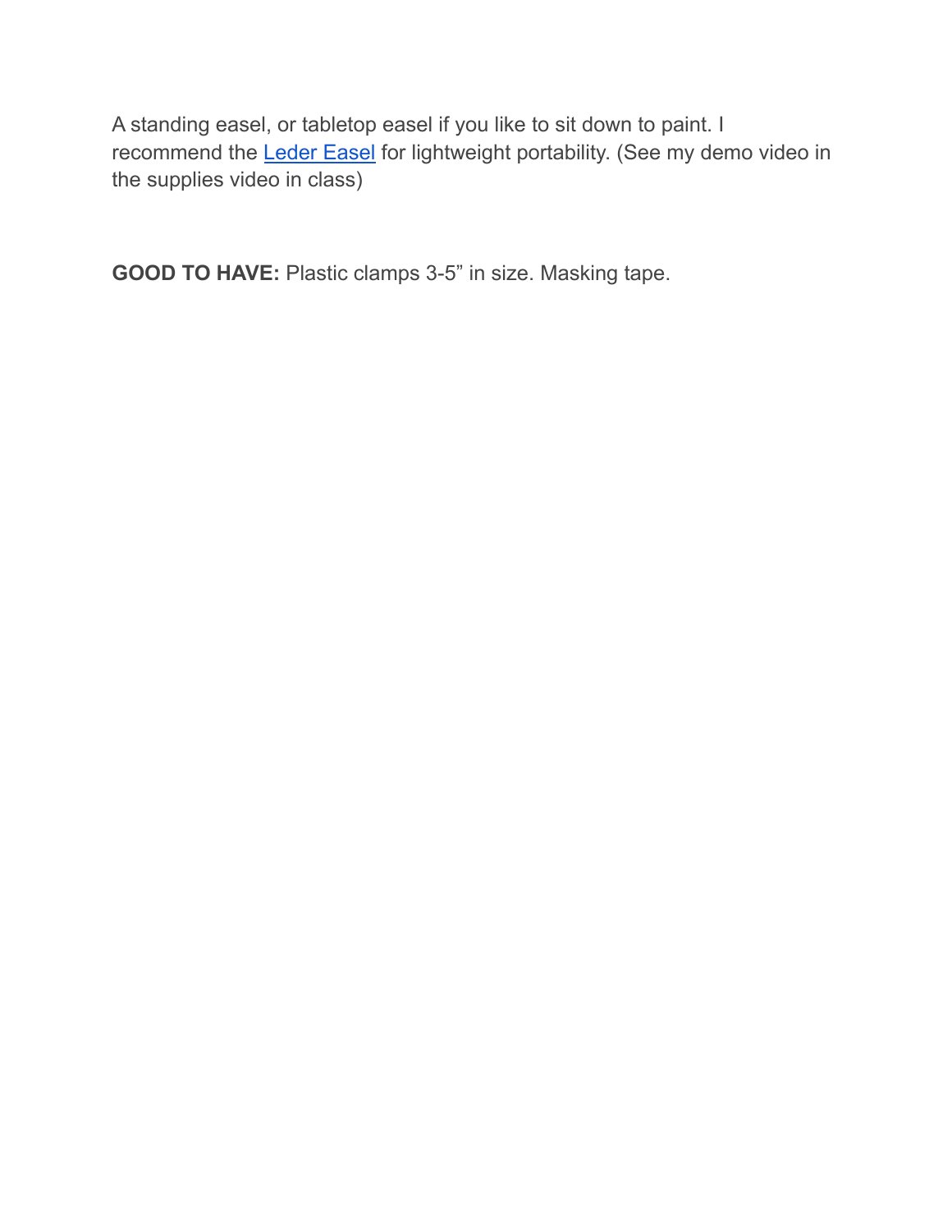A standing easel, or tabletop easel if you like to sit down to paint. I recommend the [Leder Easel] for lightweight portability. (See my demo video in the supplies video in class)

**GOOD TO HAVE:** Plastic clamps 3-5” in size. Masking tape.